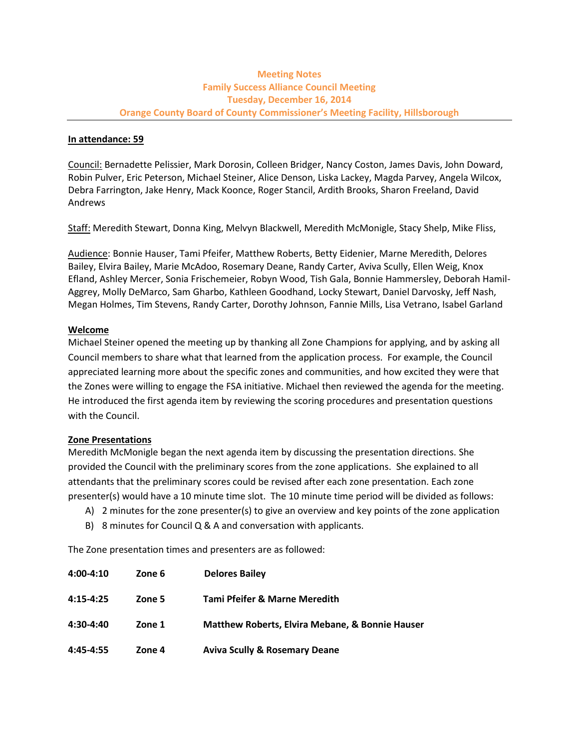**Meeting Notes**
**Family Success Alliance Council Meeting**
**Tuesday, December 16, 2014**
**Orange County Board of County Commissioner's Meeting Facility, Hillsborough**

---

**In attendance: 59**

Council: Bernadette Pelissier, Mark Dorosin, Colleen Bridger, Nancy Coston, James Davis, John Doward, Robin Pulver, Eric Peterson, Michael Steiner, Alice Denson, Liska Lackey, Magda Parvey, Angela Wilcox, Debra Farrington, Jake Henry, Mack Koonce, Roger Stancil, Ardith Brooks, Sharon Freeland, David Andrews

Staff: Meredith Stewart, Donna King, Melvyn Blackwell, Meredith McMonigle, Stacy Shelp, Mike Fliss,

Audience: Bonnie Hauser, Tami Pfeifer, Matthew Roberts, Betty Eidenier, Marne Meredith, Delores Bailey, Elvira Bailey, Marie McAdoo, Rosemary Deane, Randy Carter, Aviva Scully, Ellen Weig, Knox Efland, Ashley Mercer, Sonia Frischemeier, Robyn Wood, Tish Gala, Bonnie Hammersley, Deborah Hamil-Aggrey, Molly DeMarco, Sam Gharbo, Kathleen Goodhand, Locky Stewart, Daniel Darvosky, Jeff Nash, Megan Holmes, Tim Stevens, Randy Carter, Dorothy Johnson, Fannie Mills, Lisa Vetrano, Isabel Garland

**Welcome**

Michael Steiner opened the meeting up by thanking all Zone Champions for applying, and by asking all Council members to share what that learned from the application process. For example, the Council appreciated learning more about the specific zones and communities, and how excited they were that the Zones were willing to engage the FSA initiative. Michael then reviewed the agenda for the meeting. He introduced the first agenda item by reviewing the scoring procedures and presentation questions with the Council.

**Zone Presentations**

Meredith McMonigle began the next agenda item by discussing the presentation directions. She provided the Council with the preliminary scores from the zone applications. She explained to all attendants that the preliminary scores could be revised after each zone presentation. Each zone presenter(s) would have a 10 minute time slot. The 10 minute time period will be divided as follows:

A) 2 minutes for the zone presenter(s) to give an overview and key points of the zone application
B) 8 minutes for Council Q & A and conversation with applicants.

The Zone presentation times and presenters are as followed:

| | | |
|---|---|---|
| **4:00-4:10** | **Zone 6** | **Delores Bailey** |
| **4:15-4:25** | **Zone 5** | **Tami Pfeifer & Marne Meredith** |
| **4:30-4:40** | **Zone 1** | **Matthew Roberts, Elvira Mebane, & Bonnie Hauser** |
| **4:45-4:55** | **Zone 4** | **Aviva Scully & Rosemary Deane** |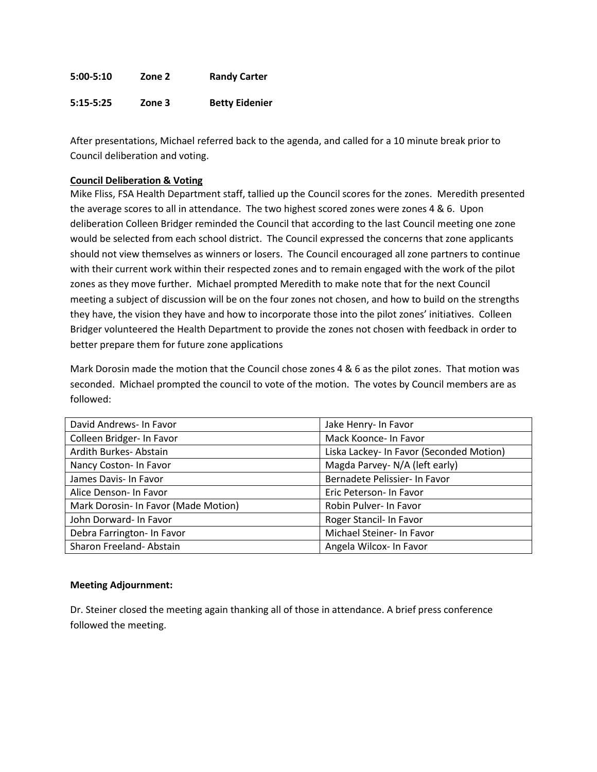**5:00-5:10 Zone 2 Randy Carter**

**5:15-5:25 Zone 3 Betty Eidenier**

After presentations, Michael referred back to the agenda, and called for a 10 minute break prior to Council deliberation and voting.

**Council Deliberation & Voting**

Mike Fliss, FSA Health Department staff, tallied up the Council scores for the zones. Meredith presented the average scores to all in attendance. The two highest scored zones were zones 4 & 6. Upon deliberation Colleen Bridger reminded the Council that according to the last Council meeting one zone would be selected from each school district. The Council expressed the concerns that zone applicants should not view themselves as winners or losers. The Council encouraged all zone partners to continue with their current work within their respected zones and to remain engaged with the work of the pilot zones as they move further. Michael prompted Meredith to make note that for the next Council meeting a subject of discussion will be on the four zones not chosen, and how to build on the strengths they have, the vision they have and how to incorporate those into the pilot zones' initiatives. Colleen Bridger volunteered the Health Department to provide the zones not chosen with feedback in order to better prepare them for future zone applications

Mark Dorosin made the motion that the Council chose zones 4 & 6 as the pilot zones. That motion was seconded. Michael prompted the council to vote of the motion. The votes by Council members are as followed:

| | |
|---|---|
| David Andrews- In Favor | Jake Henry- In Favor |
| Colleen Bridger- In Favor | Mack Koonce- In Favor |
| Ardith Burkes- Abstain | Liska Lackey- In Favor (Seconded Motion) |
| Nancy Coston- In Favor | Magda Parvey- N/A (left early) |
| James Davis- In Favor | Bernadete Pelissier- In Favor |
| Alice Denson- In Favor | Eric Peterson- In Favor |
| Mark Dorosin- In Favor (Made Motion) | Robin Pulver- In Favor |
| John Dorward- In Favor | Roger Stancil- In Favor |
| Debra Farrington- In Favor | Michael Steiner- In Favor |
| Sharon Freeland- Abstain | Angela Wilcox- In Favor |

**Meeting Adjournment:**

Dr. Steiner closed the meeting again thanking all of those in attendance. A brief press conference followed the meeting.